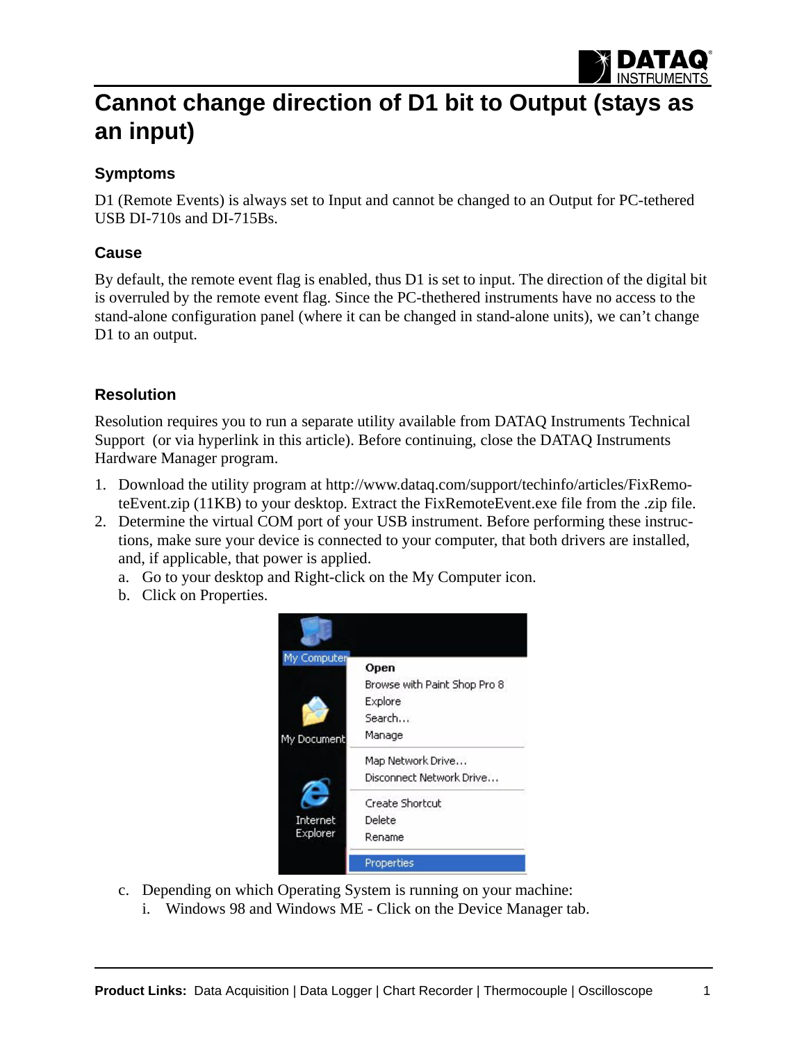# Cannot change direction of D1 bit to Output (stays as an input)

### Symptoms

D1 (Remote Events) is always set to Input and cannot be changed to an Output for PC-tethered USB DI-710s and DI-715Bs.

### Cause

By default, the remote event flag is enabled, thus D1 is set to input. The direction of the digital bit is overruled by the remote event flag. Since the PC-thethered instruments have no access to the stand-alone configuration panel (where it can be changed in stand-alone units), we can't change D1 to an output.

### Resolution

Resolution requires you to run a separate utility available from DATAQ Instruments Technical Support (or via hyperlink in this article). Before continuing, close the DATAQ Instruments Hardware Manager program.

1. Download the utility program at http://www.dataq.com/support/techinfo/articles/FixRemoteEvent.zip (11KB) to your desktop. Extract the FixRemoteEvent.exe file from the .zip file.
2. Determine the virtual COM port of your USB instrument. Before performing these instructions, make sure your device is connected to your computer, that both drivers are installed, and, if applicable, that power is applied.
   a. Go to your desktop and Right-click on the My Computer icon.
   b. Click on Properties.
   c. Depending on which Operating System is running on your machine:
      i. Windows 98 and Windows ME - Click on the Device Manager tab.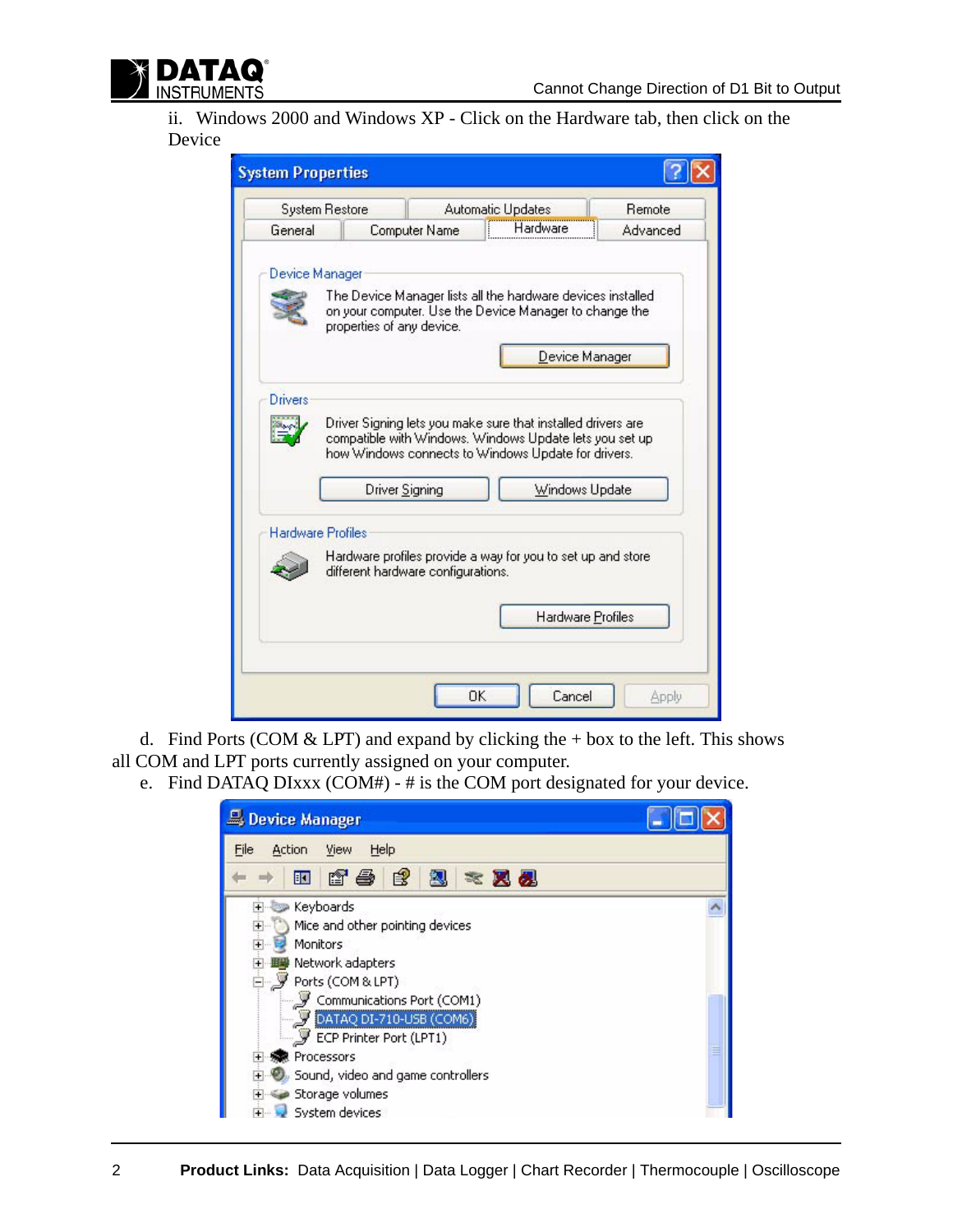ii. Windows 2000 and Windows XP - Click on the Hardware tab, then click on the Device

d. Find Ports (COM & LPT) and expand by clicking the + box to the left. This shows all COM and LPT ports currently assigned on your computer.

e. Find DATAQ DIxxx (COM#) - # is the COM port designated for your device.

**Product Links:** Data Acquisition | Data Logger | Chart Recorder | Thermocouple | Oscilloscope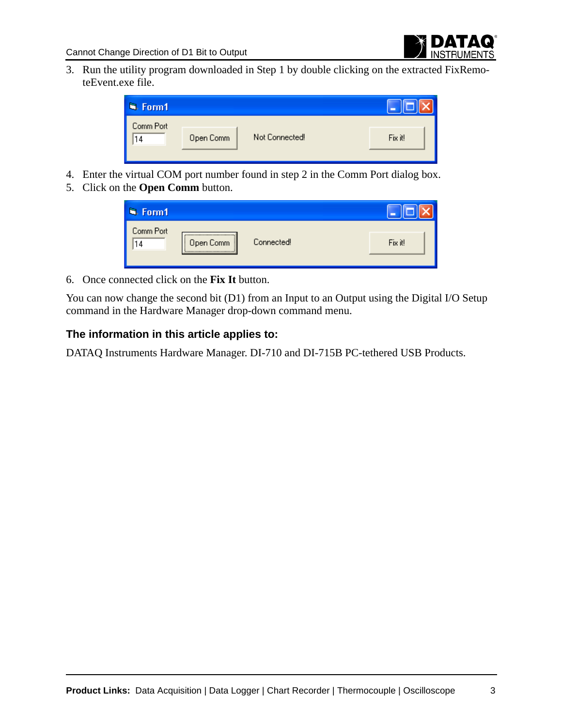3. Run the utility program downloaded in Step 1 by double clicking on the extracted FixRemoteEvent.exe file.

4. Enter the virtual COM port number found in step 2 in the Comm Port dialog box.
5. Click on the **Open Comm** button.

6. Once connected click on the **Fix It** button.

You can now change the second bit (D1) from an Input to an Output using the Digital I/O Setup command in the Hardware Manager drop-down command menu.

### The information in this article applies to:

DATAQ Instruments Hardware Manager. DI-710 and DI-715B PC-tethered USB Products.